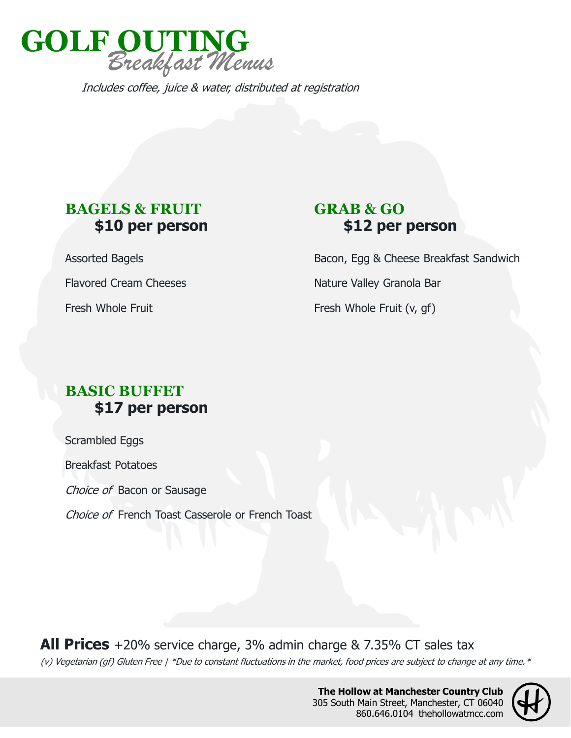# GOLF OUTING
## *Breakfast Menus*

*Includes coffee, juice & water, distributed at registration*

### BAGELS & FRUIT
**$10 per person**

Assorted Bagels

Flavored Cream Cheeses

Fresh Whole Fruit

### GRAB & GO
**$12 per person**

Bacon, Egg & Cheese Breakfast Sandwich

Nature Valley Granola Bar

Fresh Whole Fruit (v, gf)

### BASIC BUFFET
**$17 per person**

Scrambled Eggs

Breakfast Potatoes

*Choice of* Bacon or Sausage

*Choice of* French Toast Casserole or French Toast

**All Prices** +20% service charge, 3% admin charge & 7.35% CT sales tax

*(v) Vegetarian (gf) Gluten Free | *Due to constant fluctuations in the market, food prices are subject to change at any time.**

**The Hollow at Manchester Country Club**
305 South Main Street, Manchester, CT 06040
860.646.0104 thehollowatmcc.com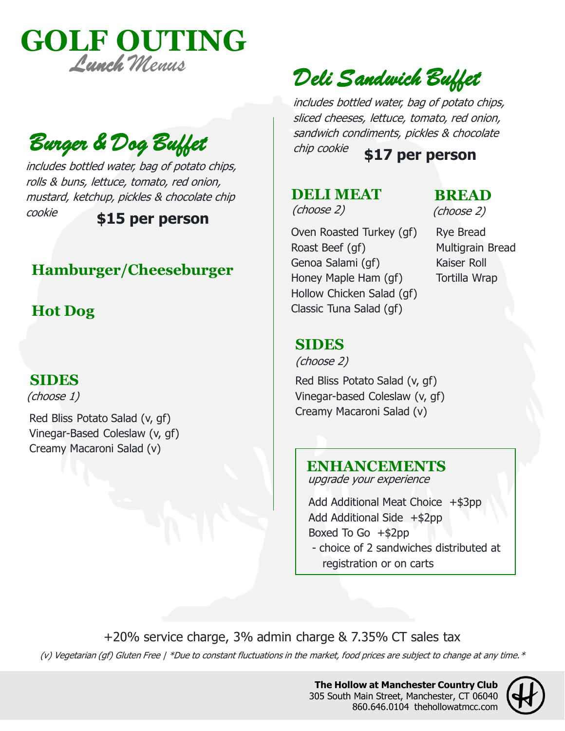# GOLF OUTING

*Lunch Menus*

## *Burger & Dog Buffet*

*includes bottled water, bag of potato chips, rolls & buns, lettuce, tomato, red onion, mustard, ketchup, pickles & chocolate chip cookie*

**$15 per person**

### Hamburger/Cheeseburger

### Hot Dog

### SIDES

*(choose 1)*

Red Bliss Potato Salad (v, gf)
Vinegar-Based Coleslaw (v, gf)
Creamy Macaroni Salad (v)

## *Deli Sandwich Buffet*

*includes bottled water, bag of potato chips, sliced cheeses, lettuce, tomato, red onion, sandwich condiments, pickles & chocolate chip cookie*

**$17 per person**

### DELI MEAT

*(choose 2)*

Oven Roasted Turkey (gf)
Roast Beef (gf)
Genoa Salami (gf)
Honey Maple Ham (gf)
Hollow Chicken Salad (gf)
Classic Tuna Salad (gf)

### BREAD

*(choose 2)*

Rye Bread
Multigrain Bread
Kaiser Roll
Tortilla Wrap

### SIDES

*(choose 2)*

Red Bliss Potato Salad (v, gf)
Vinegar-based Coleslaw (v, gf)
Creamy Macaroni Salad (v)

### ENHANCEMENTS

*upgrade your experience*

Add Additional Meat Choice +$3pp
Add Additional Side +$2pp
Boxed To Go +$2pp
- choice of 2 sandwiches distributed at registration or on carts

+20% service charge, 3% admin charge & 7.35% CT sales tax

*(v) Vegetarian (gf) Gluten Free | *Due to constant fluctuations in the market, food prices are subject to change at any time.**

**The Hollow at Manchester Country Club**
305 South Main Street, Manchester, CT 06040
860.646.0104 thehollowatmcc.com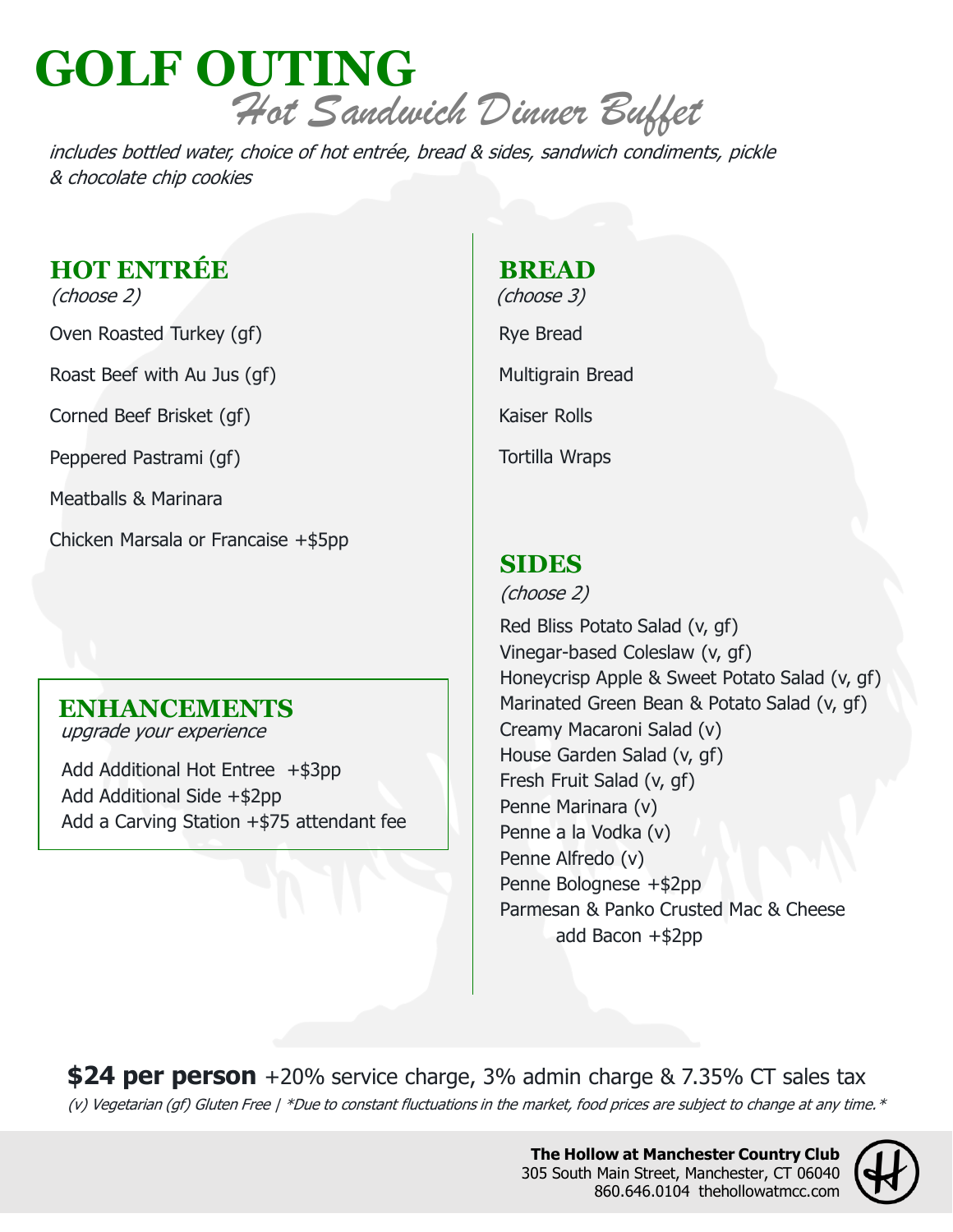# GOLF OUTING

## *Hot Sandwich Dinner Buffet*

*includes bottled water, choice of hot entrée, bread & sides, sandwich condiments, pickle & chocolate chip cookies*

## HOT ENTRÉE

*(choose 2)*

Oven Roasted Turkey (gf)

Roast Beef with Au Jus (gf)

Corned Beef Brisket (gf)

Peppered Pastrami (gf)

Meatballs & Marinara

Chicken Marsala or Francaise +$5pp

## ENHANCEMENTS

*upgrade your experience*

Add Additional Hot Entree +$3pp
Add Additional Side +$2pp
Add a Carving Station +$75 attendant fee

## BREAD

*(choose 3)*

Rye Bread

Multigrain Bread

Kaiser Rolls

Tortilla Wraps

## SIDES

*(choose 2)*

Red Bliss Potato Salad (v, gf)
Vinegar-based Coleslaw (v, gf)
Honeycrisp Apple & Sweet Potato Salad (v, gf)
Marinated Green Bean & Potato Salad (v, gf)
Creamy Macaroni Salad (v)
House Garden Salad (v, gf)
Fresh Fruit Salad (v, gf)
Penne Marinara (v)
Penne a la Vodka (v)
Penne Alfredo (v)
Penne Bolognese +$2pp
Parmesan & Panko Crusted Mac & Cheese
add Bacon +$2pp

**$24 per person** +20% service charge, 3% admin charge & 7.35% CT sales tax

*(v) Vegetarian (gf) Gluten Free | *Due to constant fluctuations in the market, food prices are subject to change at any time.**

**The Hollow at Manchester Country Club**
305 South Main Street, Manchester, CT 06040
860.646.0104 thehollowatmcc.com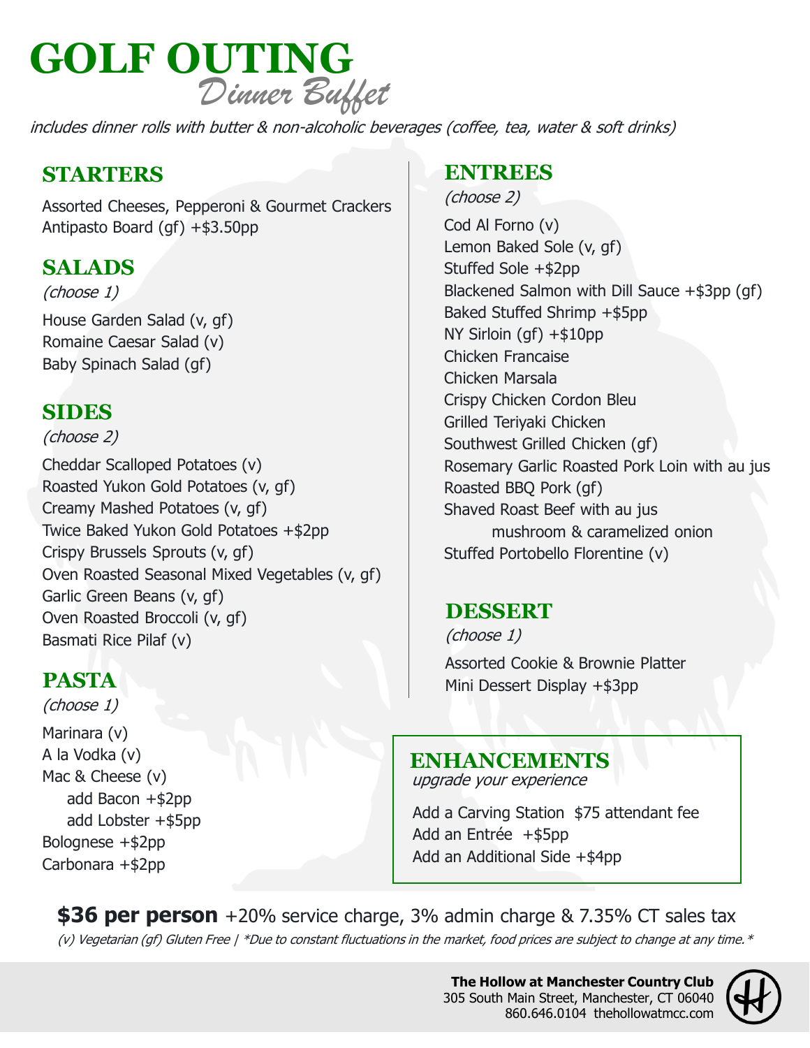# GOLF OUTING
## *Dinner Buffet*

*includes dinner rolls with butter & non-alcoholic beverages (coffee, tea, water & soft drinks)*

## STARTERS

Assorted Cheeses, Pepperoni & Gourmet Crackers
Antipasto Board (gf) +$3.50pp

## SALADS

*(choose 1)*

House Garden Salad (v, gf)
Romaine Caesar Salad (v)
Baby Spinach Salad (gf)

## SIDES

*(choose 2)*

Cheddar Scalloped Potatoes (v)
Roasted Yukon Gold Potatoes (v, gf)
Creamy Mashed Potatoes (v, gf)
Twice Baked Yukon Gold Potatoes +$2pp
Crispy Brussels Sprouts (v, gf)
Oven Roasted Seasonal Mixed Vegetables (v, gf)
Garlic Green Beans (v, gf)
Oven Roasted Broccoli (v, gf)
Basmati Rice Pilaf (v)

## PASTA

*(choose 1)*

Marinara (v)
A la Vodka (v)
Mac & Cheese (v)
- add Bacon +$2pp
- add Lobster +$5pp

Bolognese +$2pp
Carbonara +$2pp

## ENTREES

*(choose 2)*

Cod Al Forno (v)
Lemon Baked Sole (v, gf)
Stuffed Sole +$2pp
Blackened Salmon with Dill Sauce +$3pp (gf)
Baked Stuffed Shrimp +$5pp
NY Sirloin (gf) +$10pp
Chicken Francaise
Chicken Marsala
Crispy Chicken Cordon Bleu
Grilled Teriyaki Chicken
Southwest Grilled Chicken (gf)
Rosemary Garlic Roasted Pork Loin with au jus
Roasted BBQ Pork (gf)
Shaved Roast Beef with au jus
mushroom & caramelized onion
Stuffed Portobello Florentine (v)

## DESSERT

*(choose 1)*

Assorted Cookie & Brownie Platter
Mini Dessert Display +$3pp

## ENHANCEMENTS

*upgrade your experience*

Add a Carving Station $75 attendant fee
Add an Entrée +$5pp
Add an Additional Side +$4pp

**$36 per person** +20% service charge, 3% admin charge & 7.35% CT sales tax

*(v) Vegetarian (gf) Gluten Free | *Due to constant fluctuations in the market, food prices are subject to change at any time.**

**The Hollow at Manchester Country Club**
305 South Main Street, Manchester, CT 06040
860.646.0104 thehollowatmcc.com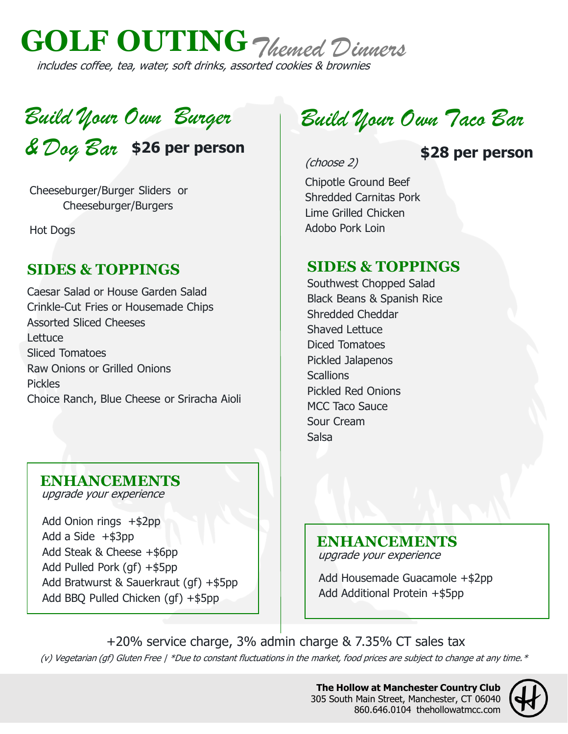# GOLF OUTING *Themed Dinners*

*includes coffee, tea, water, soft drinks, assorted cookies & brownies*

## *Build Your Own Burger & Dog Bar* **$26 per person**

Cheeseburger/Burger Sliders or
Cheeseburger/Burgers

Hot Dogs

### SIDES & TOPPINGS

Caesar Salad or House Garden Salad
Crinkle-Cut Fries or Housemade Chips
Assorted Sliced Cheeses
Lettuce
Sliced Tomatoes
Raw Onions or Grilled Onions
Pickles
Choice Ranch, Blue Cheese or Sriracha Aioli

### ENHANCEMENTS

*upgrade your experience*

Add Onion rings +$2pp
Add a Side +$3pp
Add Steak & Cheese +$6pp
Add Pulled Pork (gf) +$5pp
Add Bratwurst & Sauerkraut (gf) +$5pp
Add BBQ Pulled Chicken (gf) +$5pp

## *Build Your Own Taco Bar*

**$28 per person**

*(choose 2)*

Chipotle Ground Beef
Shredded Carnitas Pork
Lime Grilled Chicken
Adobo Pork Loin

### SIDES & TOPPINGS

Southwest Chopped Salad
Black Beans & Spanish Rice
Shredded Cheddar
Shaved Lettuce
Diced Tomatoes
Pickled Jalapenos
Scallions
Pickled Red Onions
MCC Taco Sauce
Sour Cream
Salsa

### ENHANCEMENTS

*upgrade your experience*

Add Housemade Guacamole +$2pp
Add Additional Protein +$5pp

+20% service charge, 3% admin charge & 7.35% CT sales tax

*(v) Vegetarian (gf) Gluten Free | *Due to constant fluctuations in the market, food prices are subject to change at any time.**

**The Hollow at Manchester Country Club**
305 South Main Street, Manchester, CT 06040
860.646.0104 thehollowatmcc.com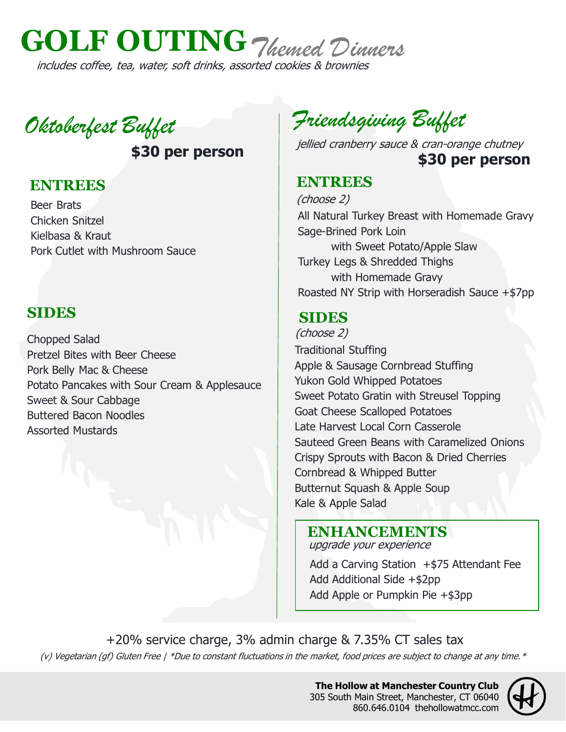# GOLF OUTING *Themed Dinners*

*includes coffee, tea, water, soft drinks, assorted cookies & brownies*

## *Oktoberfest Buffet*

**$30 per person**

### ENTREES

Beer Brats
Chicken Snitzel
Kielbasa & Kraut
Pork Cutlet with Mushroom Sauce

### SIDES

Chopped Salad
Pretzel Bites with Beer Cheese
Pork Belly Mac & Cheese
Potato Pancakes with Sour Cream & Applesauce
Sweet & Sour Cabbage
Buttered Bacon Noodles
Assorted Mustards

## *Friendsgiving Buffet*

*jellied cranberry sauce & cran-orange chutney*

**$30 per person**

### ENTREES

*(choose 2)*

All Natural Turkey Breast with Homemade Gravy
Sage-Brined Pork Loin
with Sweet Potato/Apple Slaw
Turkey Legs & Shredded Thighs
with Homemade Gravy
Roasted NY Strip with Horseradish Sauce +$7pp

### SIDES

*(choose 2)*

Traditional Stuffing
Apple & Sausage Cornbread Stuffing
Yukon Gold Whipped Potatoes
Sweet Potato Gratin with Streusel Topping
Goat Cheese Scalloped Potatoes
Late Harvest Local Corn Casserole
Sauteed Green Beans with Caramelized Onions
Crispy Sprouts with Bacon & Dried Cherries
Cornbread & Whipped Butter
Butternut Squash & Apple Soup
Kale & Apple Salad

### ENHANCEMENTS

*upgrade your experience*

Add a Carving Station +$75 Attendant Fee
Add Additional Side +$2pp
Add Apple or Pumpkin Pie +$3pp

+20% service charge, 3% admin charge & 7.35% CT sales tax

*(v) Vegetarian (gf) Gluten Free | *Due to constant fluctuations in the market, food prices are subject to change at any time.**

**The Hollow at Manchester Country Club**
305 South Main Street, Manchester, CT 06040
860.646.0104 thehollowatmcc.com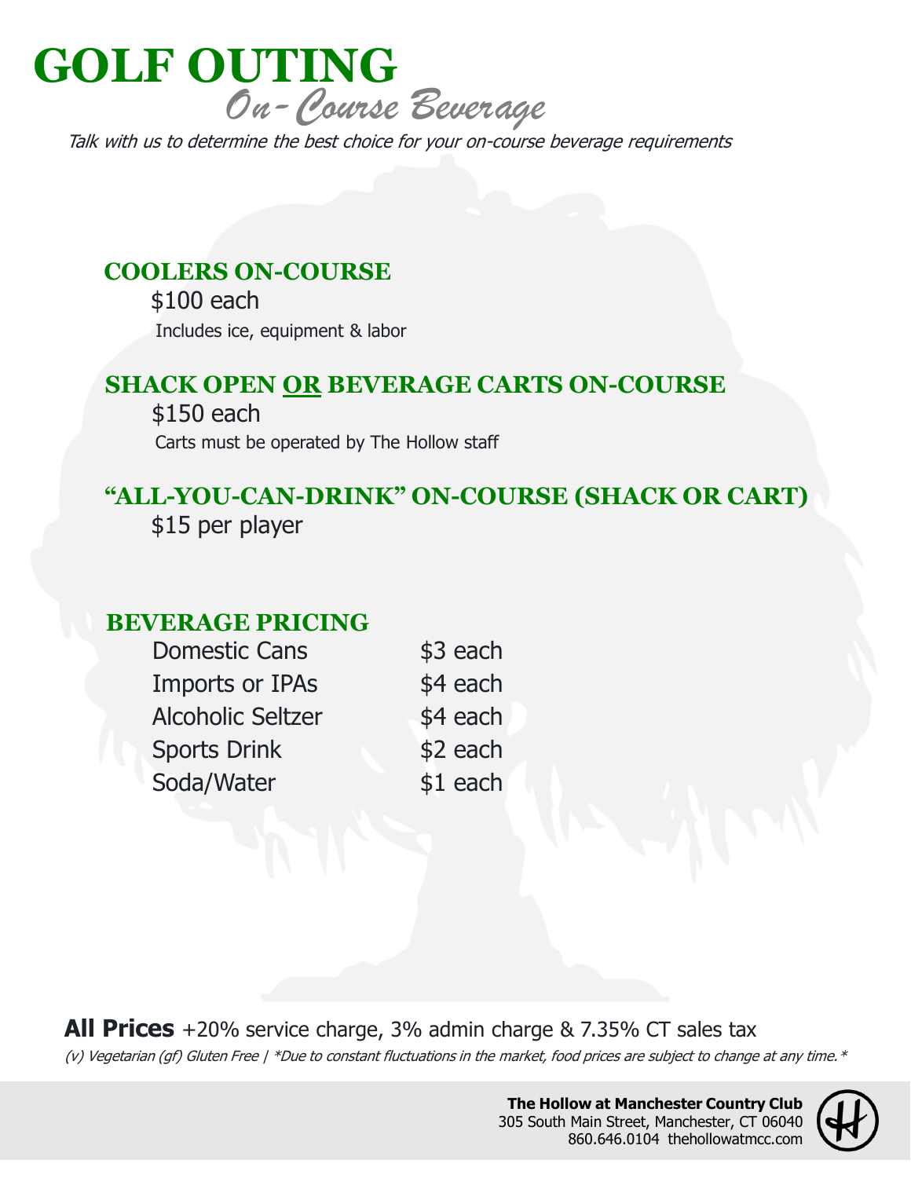# GOLF OUTING

## *On-Course Beverage*

*Talk with us to determine the best choice for your on-course beverage requirements*

### COOLERS ON-COURSE

$100 each

Includes ice, equipment & labor

### SHACK OPEN OR BEVERAGE CARTS ON-COURSE

$150 each

Carts must be operated by The Hollow staff

### "ALL-YOU-CAN-DRINK" ON-COURSE (SHACK OR CART)

$15 per player

### BEVERAGE PRICING

| | |
|---|---|
| Domestic Cans | $3 each |
| Imports or IPAs | $4 each |
| Alcoholic Seltzer | $4 each |
| Sports Drink | $2 each |
| Soda/Water | $1 each |

**All Prices** +20% service charge, 3% admin charge & 7.35% CT sales tax

*(v) Vegetarian (gf) Gluten Free | *Due to constant fluctuations in the market, food prices are subject to change at any time.**

**The Hollow at Manchester Country Club**
305 South Main Street, Manchester, CT 06040
860.646.0104 thehollowatmcc.com